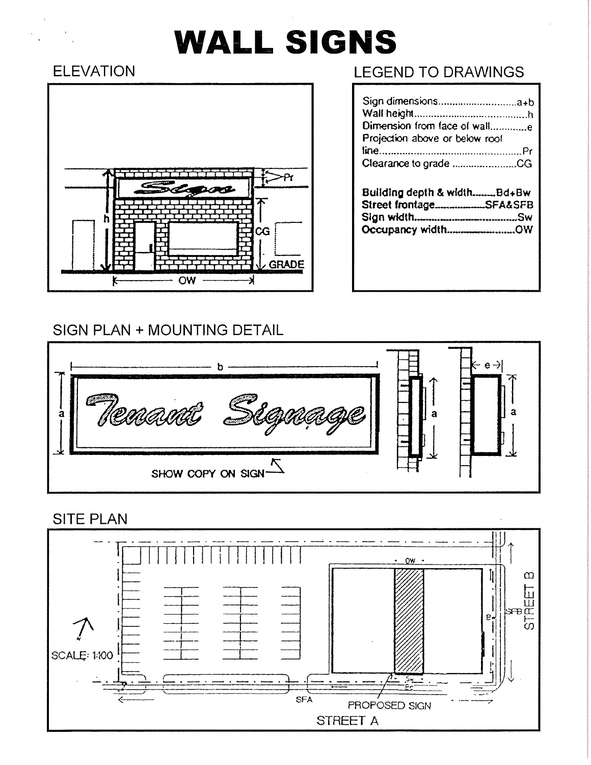# WALL SIGNS

## ELEVATION

Sign

h

Pr

CG

GRADE

OW

## LEGEND TO DRAWINGS

Sign dimensions............................a+b
Wall height........................................h
Dimension from face of wall.............e
Projection above or below roof line..................................................Pr
Clearance to grade .......................CG

**Building depth & width........Bd+Bw**
**Street frontage.................SFA&SFB**
**Sign width......................................Sw**
**Occupancy width.........................OW**

## SIGN PLAN + MOUNTING DETAIL

b

a

Tenant Signage

SHOW COPY ON SIGN

a

e

a

## SITE PLAN

SCALE: 1:100

OW

Bw

SFB

STREET B

Sw

Bd

SFA

PROPOSED SIGN

STREET A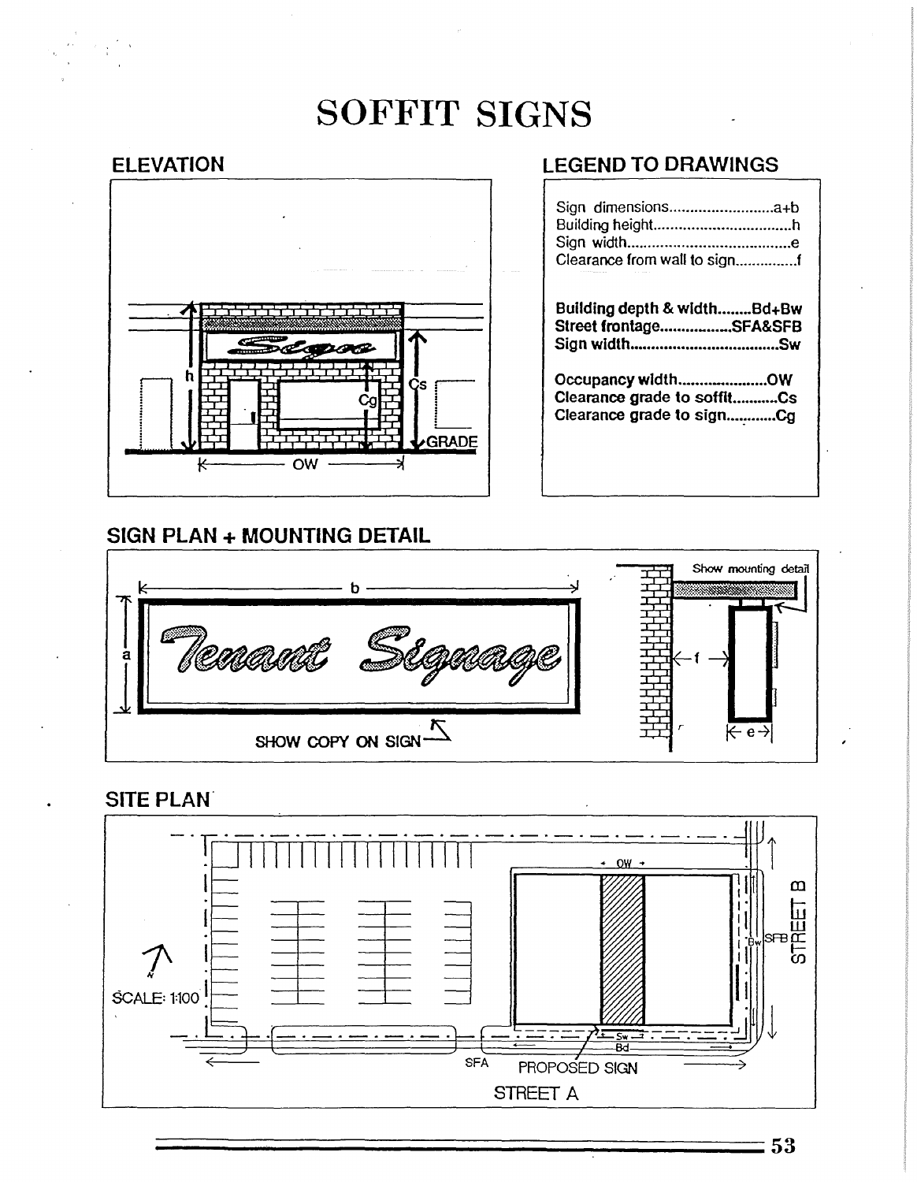# SOFFIT SIGNS

## ELEVATION

## LEGEND TO DRAWINGS

Sign dimensions.........................a+b
Building height.................................h
Sign width.......................................e
Clearance from wall to sign...............f

**Building depth & width........Bd+Bw**
**Street frontage.................SFA&SFB**
**Sign width...................................Sw**

**Occupancy width.....................OW**
**Clearance grade to soffit..........Cs**
**Clearance grade to sign...........Cg**

## SIGN PLAN + MOUNTING DETAIL

SHOW COPY ON SIGN

Show mounting detail

## SITE PLAN

SCALE: 1:100

PROPOSED SIGN

STREET A

STREET B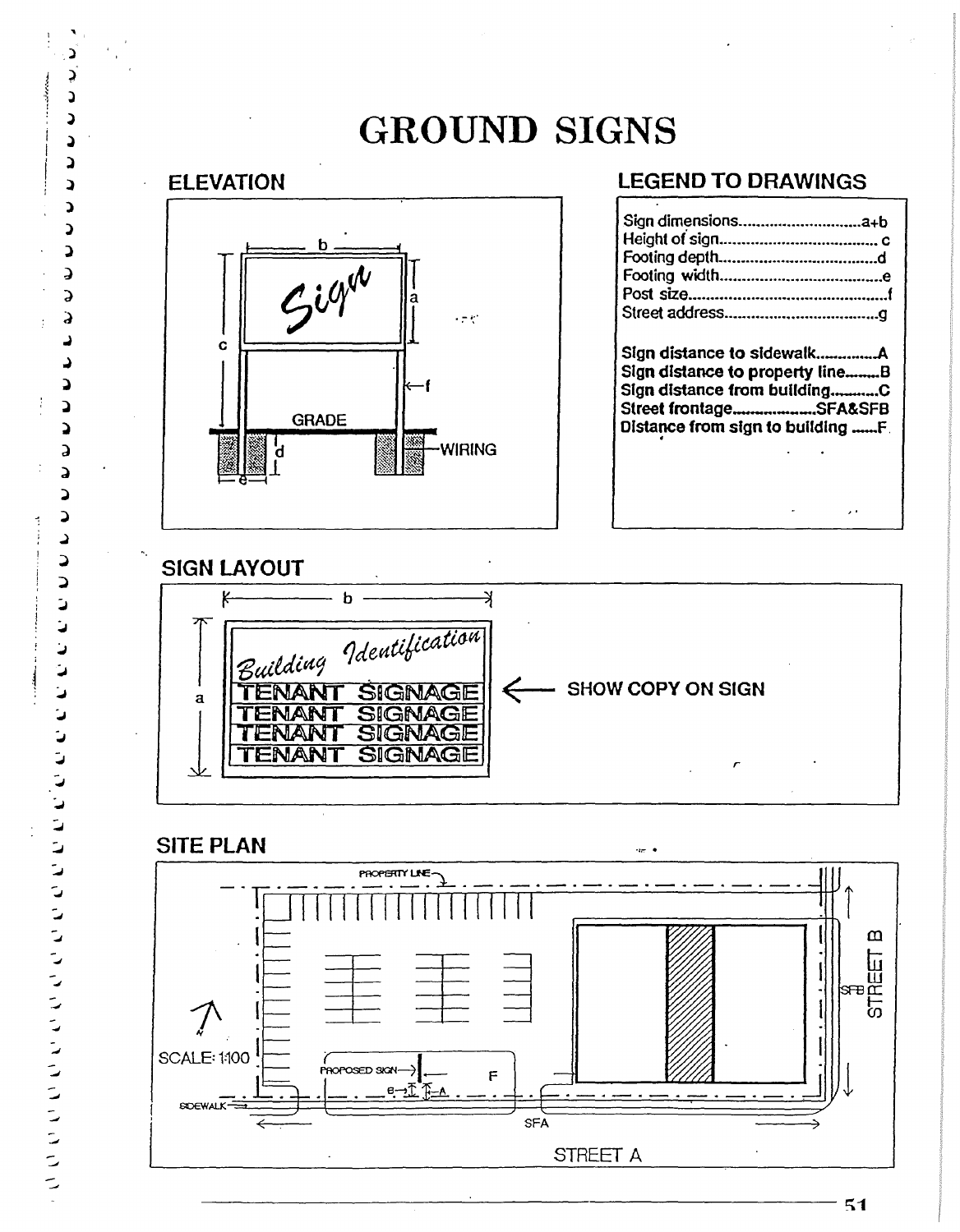# GROUND SIGNS

## ELEVATION

b

a

c

f

GRADE

d

e

WIRING

## LEGEND TO DRAWINGS

Sign dimensions............................a+b
Height of sign.................................... c
Footing depth.....................................d
Footing width......................................e
Post size..............................................f
Street address....................................g

**Sign distance to sidewalk..............A**
**Sign distance to property line........B**
**Sign distance from building...........C**
**Street frontage...................SFA&SFB**
**Distance from sign to building ......F**

## SIGN LAYOUT

b

a

Building Identification
TENANT SIGNAGE
TENANT SIGNAGE
TENANT SIGNAGE
TENANT SIGNAGE

← SHOW COPY ON SIGN

## SITE PLAN

PROPERTY LINE

SCALE: 1:100

PROPOSED SIGN

F

B

A

SIDEWALK

SFA

SFB

STREET A

STREET B